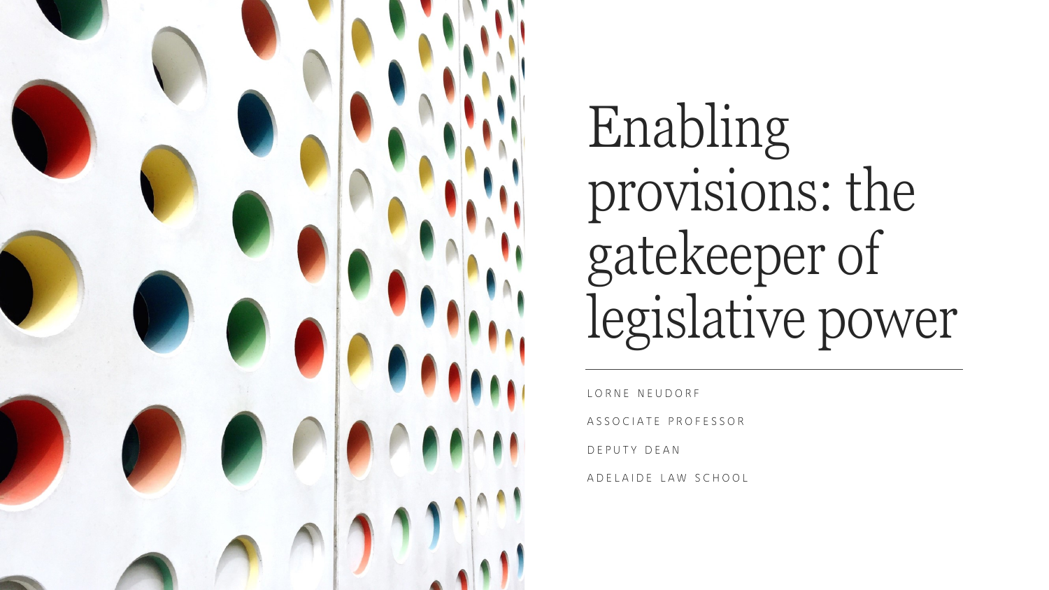# Enabling provisions: the gatekeeper of legislative power

LORNE NEUDORF

ASSOCIATE PROFESSOR

DEPUTY DEAN

ADELAIDE LAW SCHOOL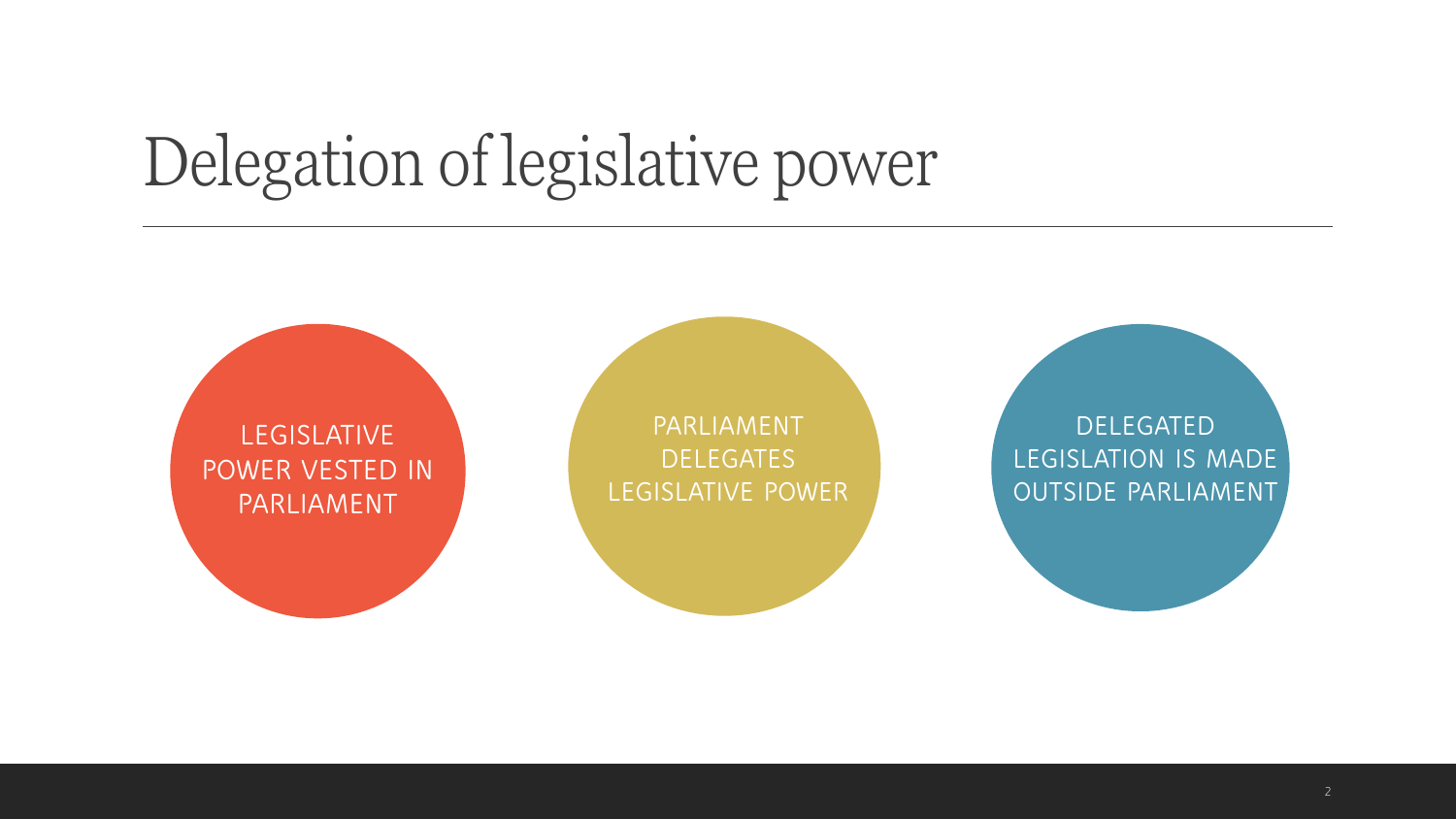# Delegation of legislative power

- LEGISLATIVE POWER VESTED IN PARLIAMENT
- PARLIAMENT DELEGATES LEGISLATIVE POWER
- DELEGATED LEGISLATION IS MADE OUTSIDE PARLIAMENT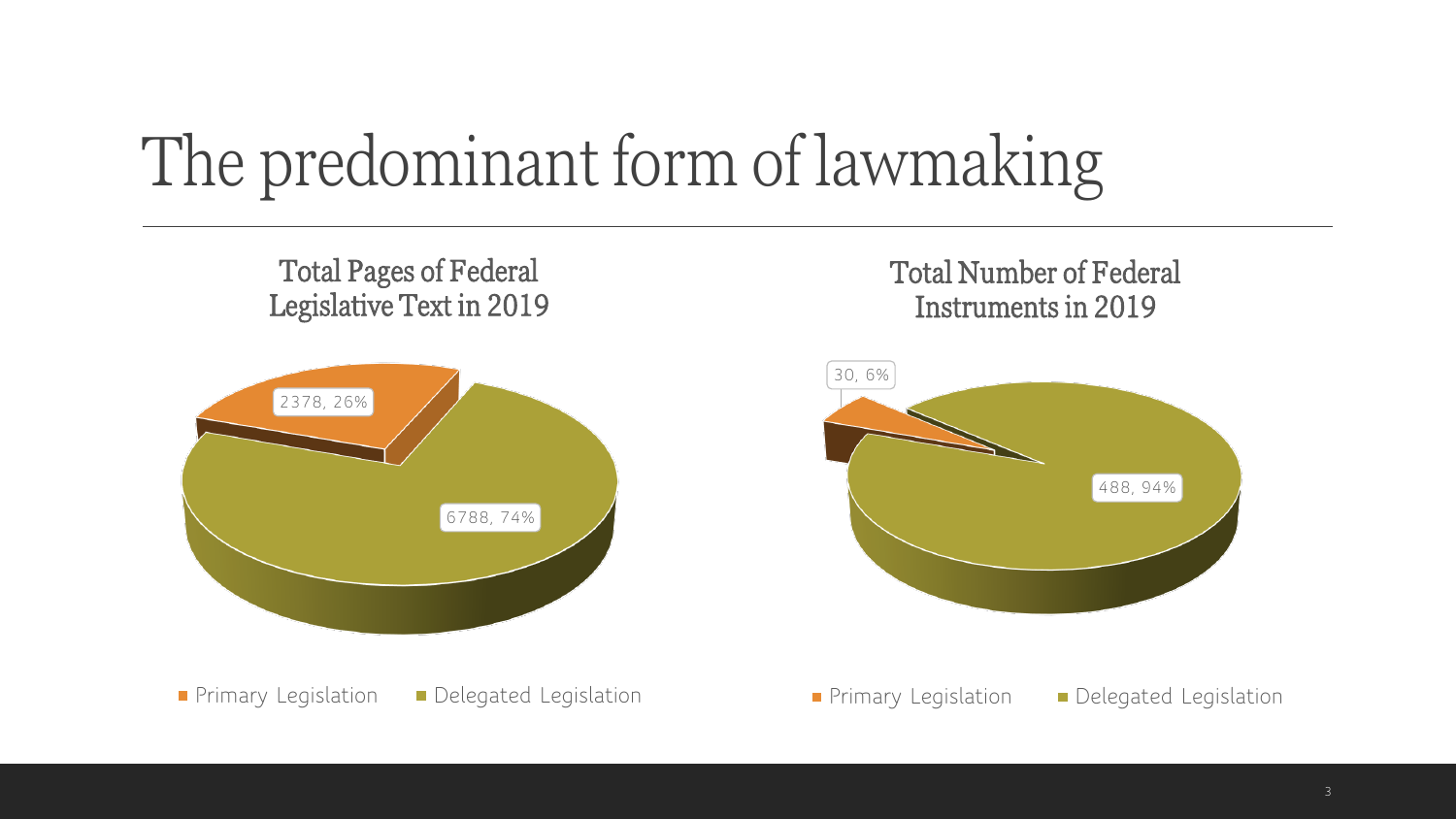# The predominant form of lawmaking

## Total Pages of Federal Legislative Text in 2019

| | Pages | Share |
|---|---|---|
| Primary Legislation | 2378 | 26% |
| Delegated Legislation | 6788 | 74% |

## Total Number of Federal Instruments in 2019

| | Instruments | Share |
|---|---|---|
| Primary Legislation | 30 | 6% |
| Delegated Legislation | 488 | 94% |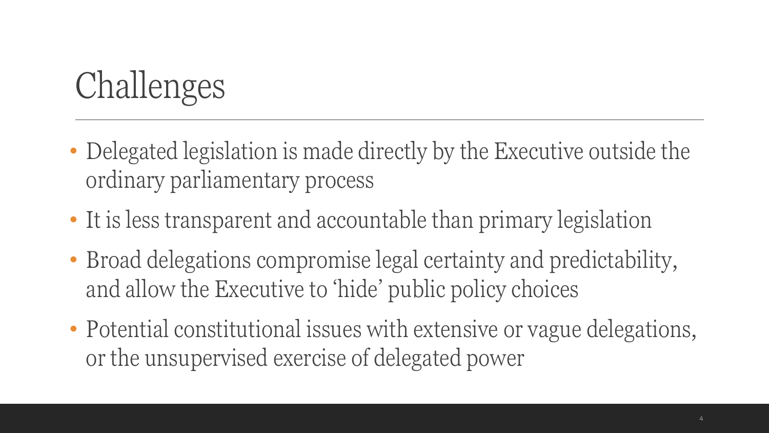# Challenges

- Delegated legislation is made directly by the Executive outside the ordinary parliamentary process
- It is less transparent and accountable than primary legislation
- Broad delegations compromise legal certainty and predictability, and allow the Executive to 'hide' public policy choices
- Potential constitutional issues with extensive or vague delegations, or the unsupervised exercise of delegated power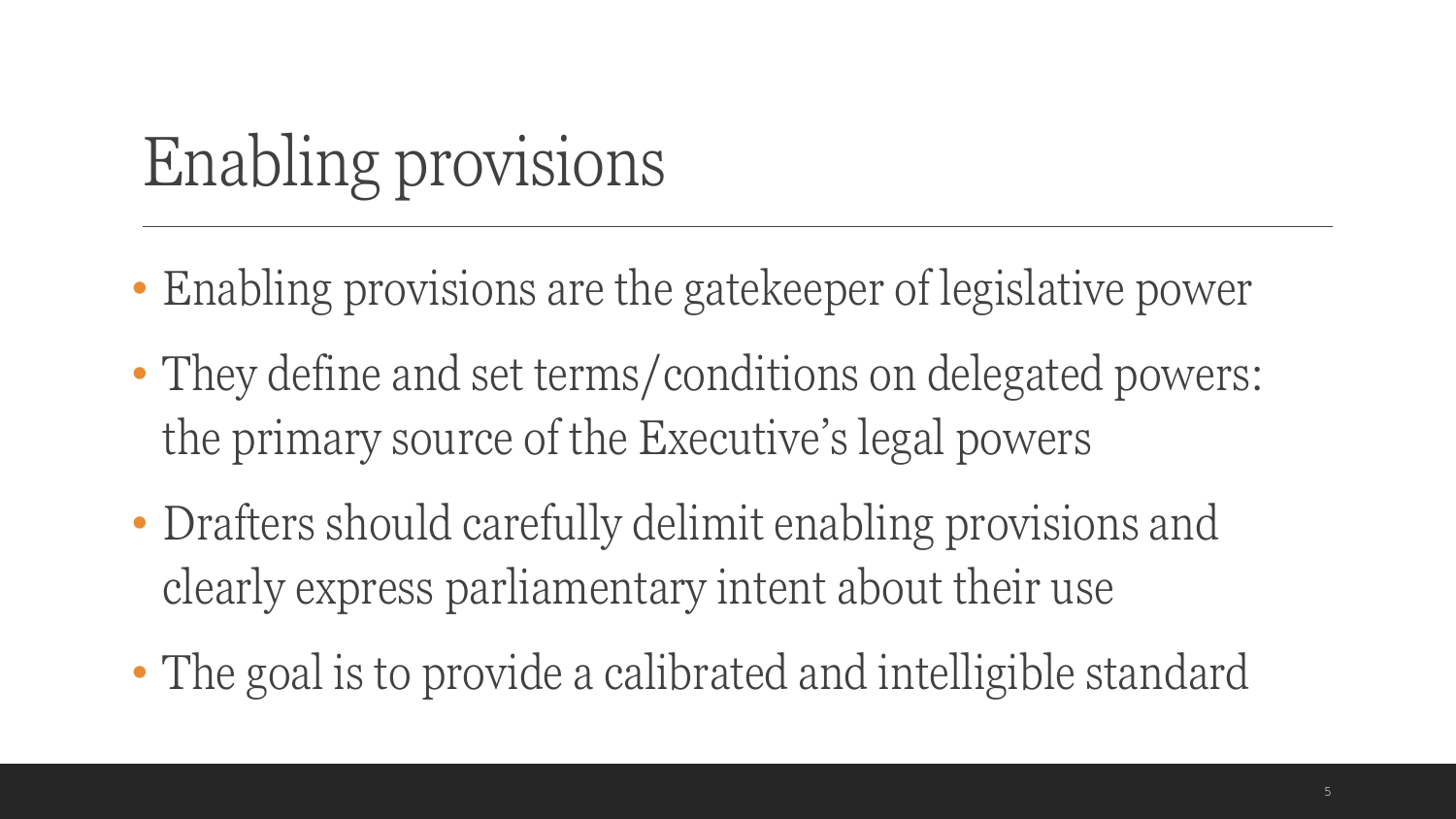# Enabling provisions

- Enabling provisions are the gatekeeper of legislative power
- They define and set terms/conditions on delegated powers: the primary source of the Executive's legal powers
- Drafters should carefully delimit enabling provisions and clearly express parliamentary intent about their use
- The goal is to provide a calibrated and intelligible standard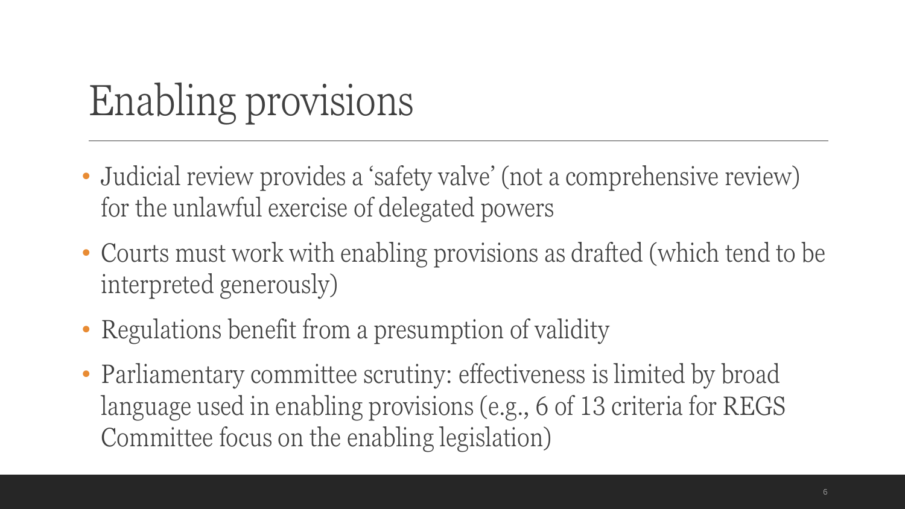# Enabling provisions

- Judicial review provides a 'safety valve' (not a comprehensive review) for the unlawful exercise of delegated powers
- Courts must work with enabling provisions as drafted (which tend to be interpreted generously)
- Regulations benefit from a presumption of validity
- Parliamentary committee scrutiny: effectiveness is limited by broad language used in enabling provisions (e.g., 6 of 13 criteria for REGS Committee focus on the enabling legislation)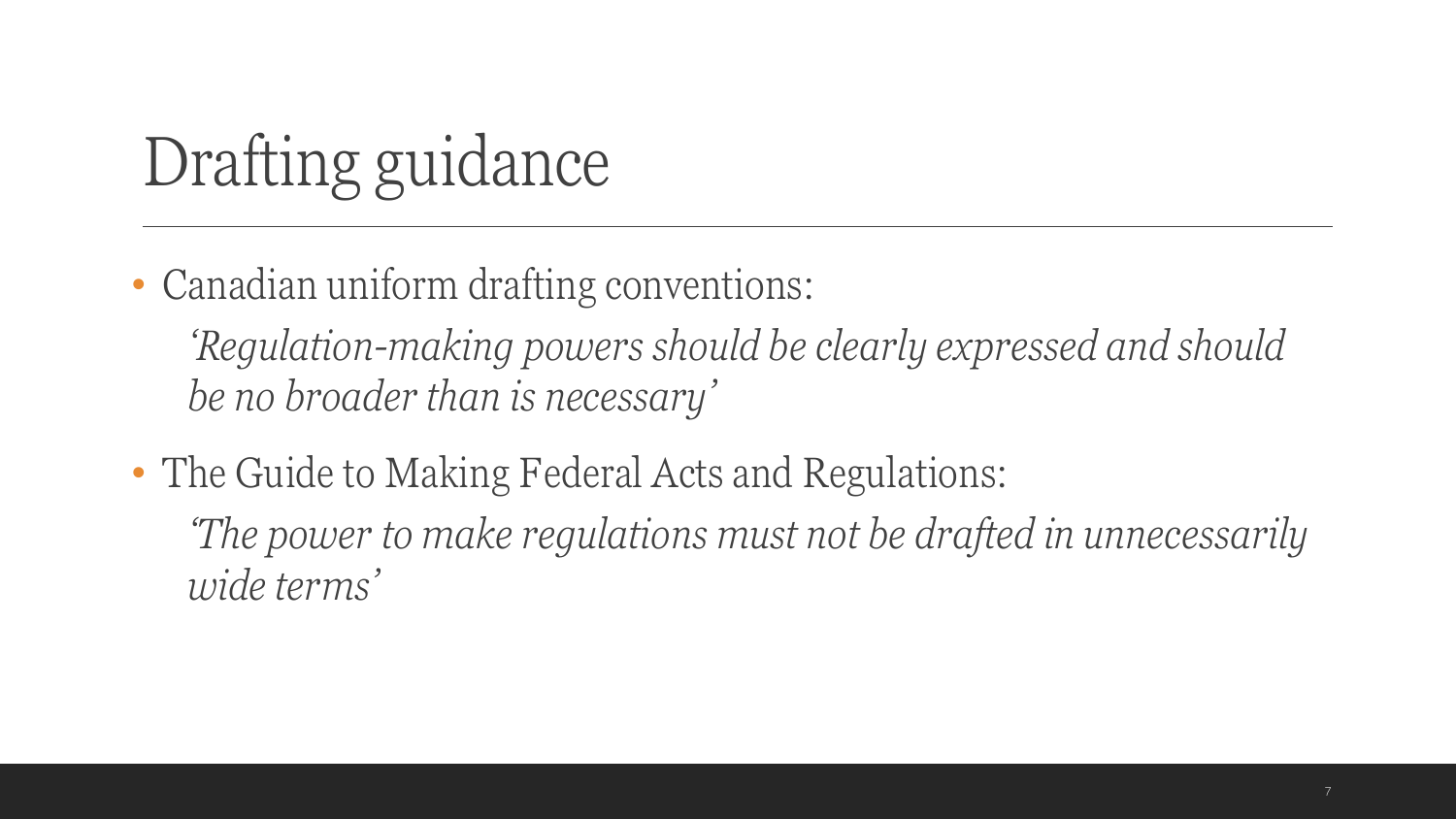# Drafting guidance

- Canadian uniform drafting conventions:

  *'Regulation-making powers should be clearly expressed and should be no broader than is necessary'*

- The Guide to Making Federal Acts and Regulations:

  *'The power to make regulations must not be drafted in unnecessarily wide terms'*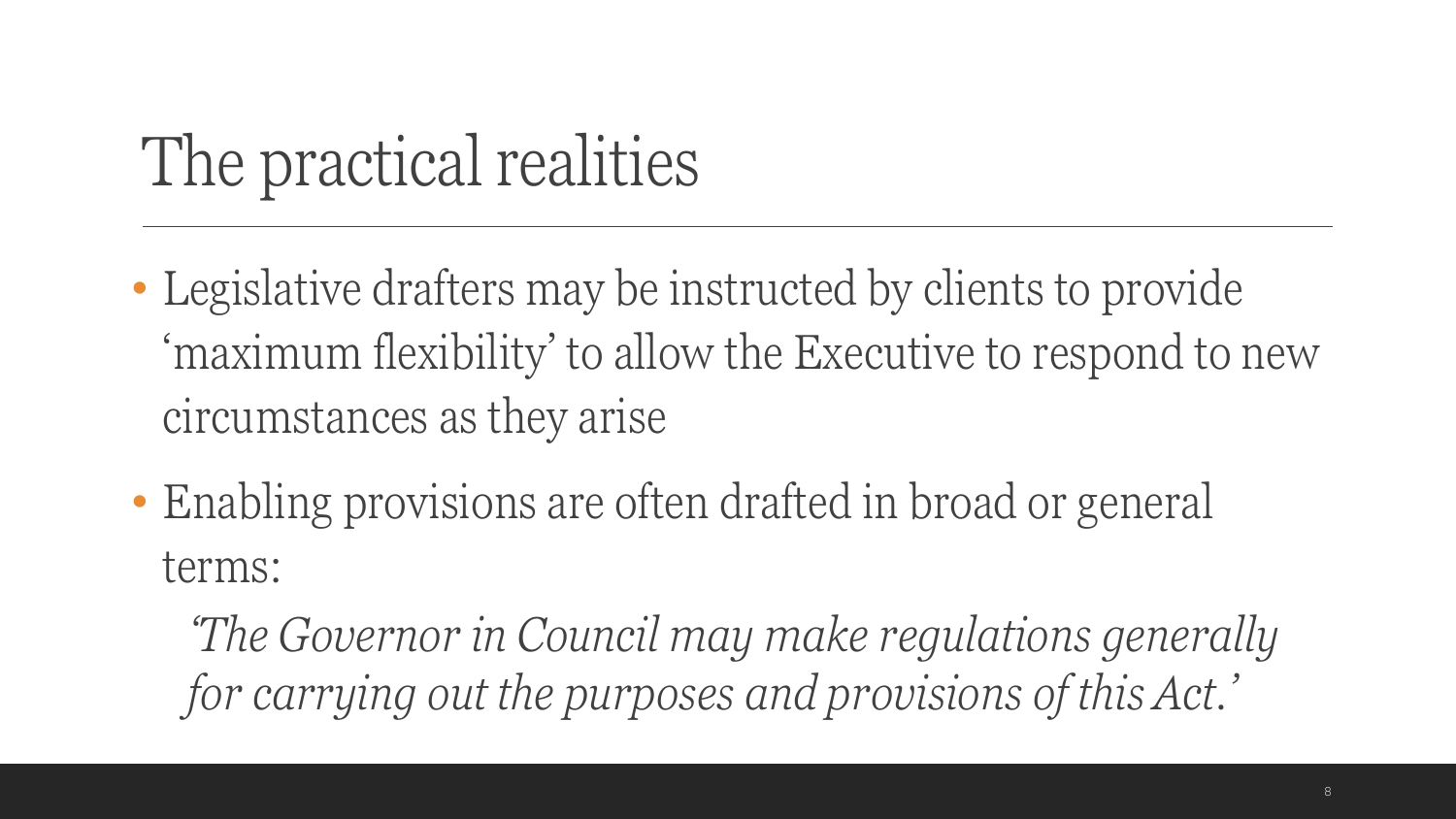# The practical realities

- Legislative drafters may be instructed by clients to provide 'maximum flexibility' to allow the Executive to respond to new circumstances as they arise
- Enabling provisions are often drafted in broad or general terms:

  *'The Governor in Council may make regulations generally for carrying out the purposes and provisions of this Act.'*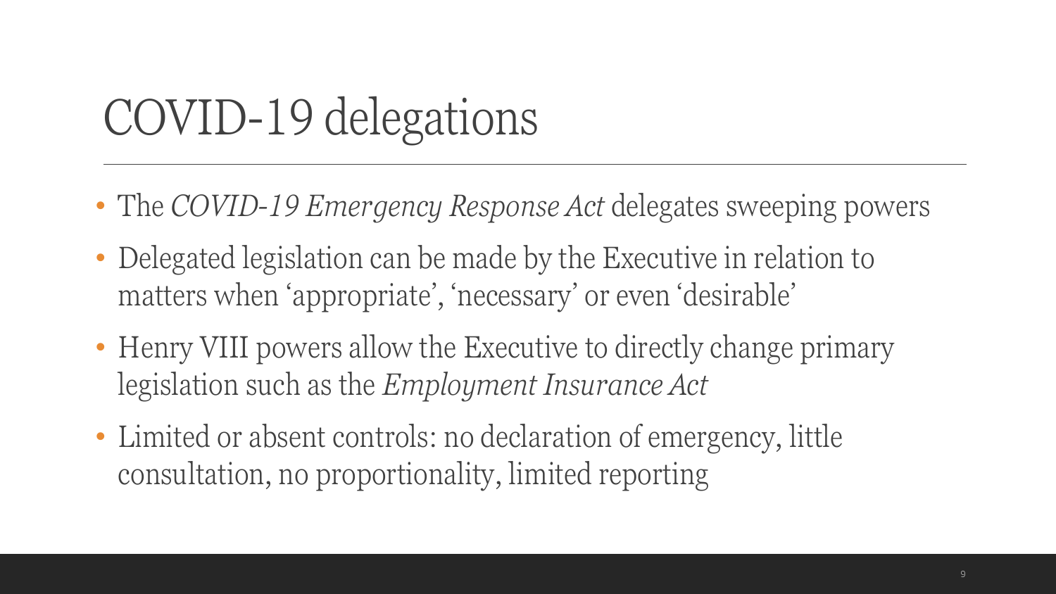# COVID-19 delegations

- The *COVID-19 Emergency Response Act* delegates sweeping powers
- Delegated legislation can be made by the Executive in relation to matters when 'appropriate', 'necessary' or even 'desirable'
- Henry VIII powers allow the Executive to directly change primary legislation such as the *Employment Insurance Act*
- Limited or absent controls: no declaration of emergency, little consultation, no proportionality, limited reporting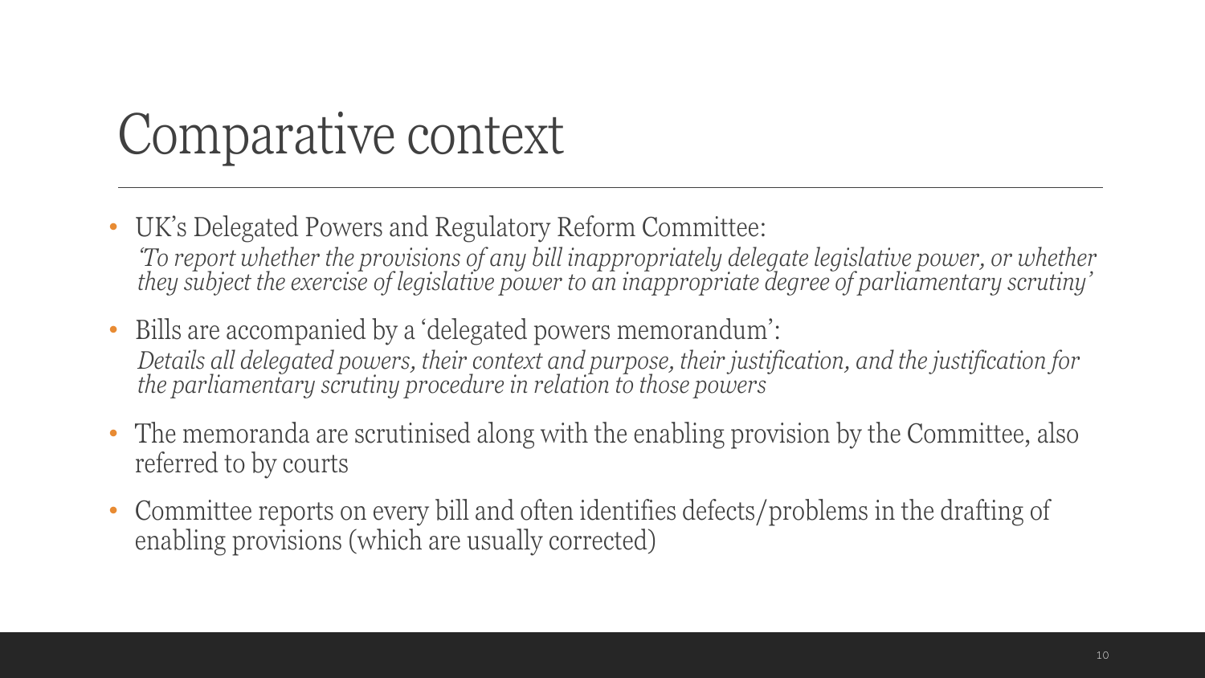# Comparative context

- UK's Delegated Powers and Regulatory Reform Committee:
  *'To report whether the provisions of any bill inappropriately delegate legislative power, or whether they subject the exercise of legislative power to an inappropriate degree of parliamentary scrutiny'*
- Bills are accompanied by a 'delegated powers memorandum':
  *Details all delegated powers, their context and purpose, their justification, and the justification for the parliamentary scrutiny procedure in relation to those powers*
- The memoranda are scrutinised along with the enabling provision by the Committee, also referred to by courts
- Committee reports on every bill and often identifies defects/problems in the drafting of enabling provisions (which are usually corrected)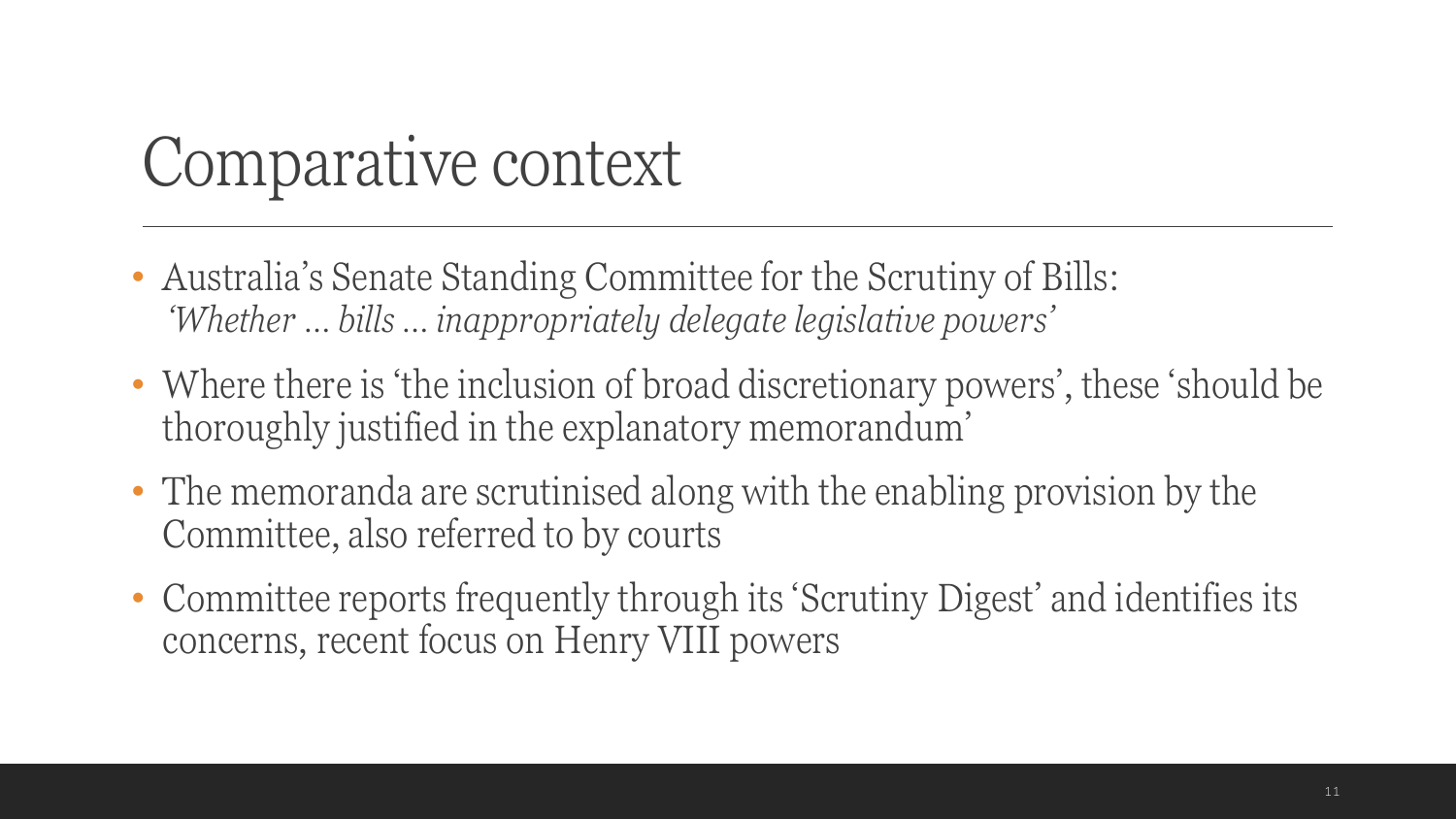# Comparative context

- Australia's Senate Standing Committee for the Scrutiny of Bills:
  *'Whether … bills … inappropriately delegate legislative powers'*
- Where there is 'the inclusion of broad discretionary powers', these 'should be thoroughly justified in the explanatory memorandum'
- The memoranda are scrutinised along with the enabling provision by the Committee, also referred to by courts
- Committee reports frequently through its 'Scrutiny Digest' and identifies its concerns, recent focus on Henry VIII powers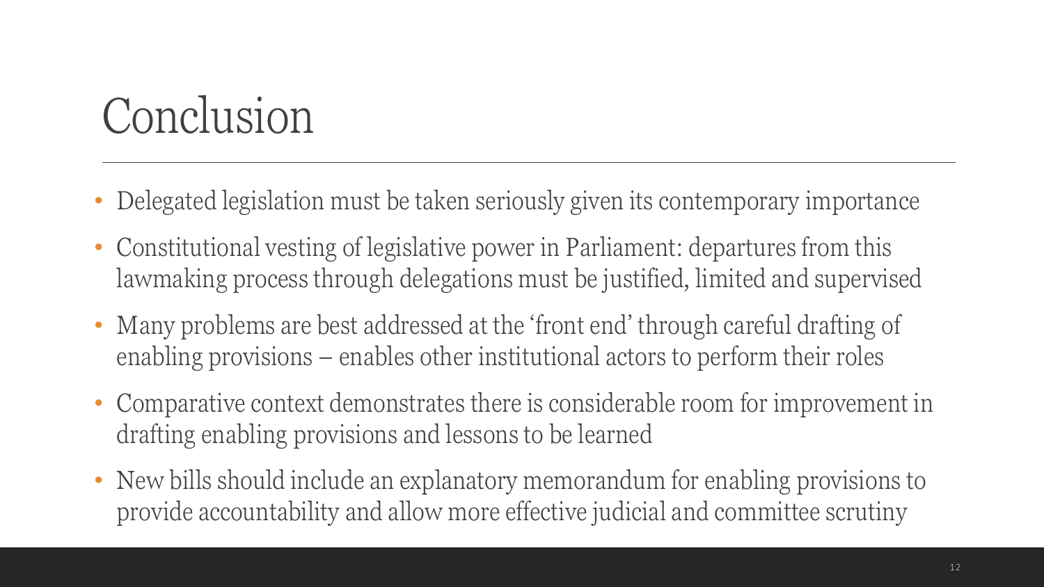# Conclusion

- Delegated legislation must be taken seriously given its contemporary importance
- Constitutional vesting of legislative power in Parliament: departures from this lawmaking process through delegations must be justified, limited and supervised
- Many problems are best addressed at the 'front end' through careful drafting of enabling provisions – enables other institutional actors to perform their roles
- Comparative context demonstrates there is considerable room for improvement in drafting enabling provisions and lessons to be learned
- New bills should include an explanatory memorandum for enabling provisions to provide accountability and allow more effective judicial and committee scrutiny